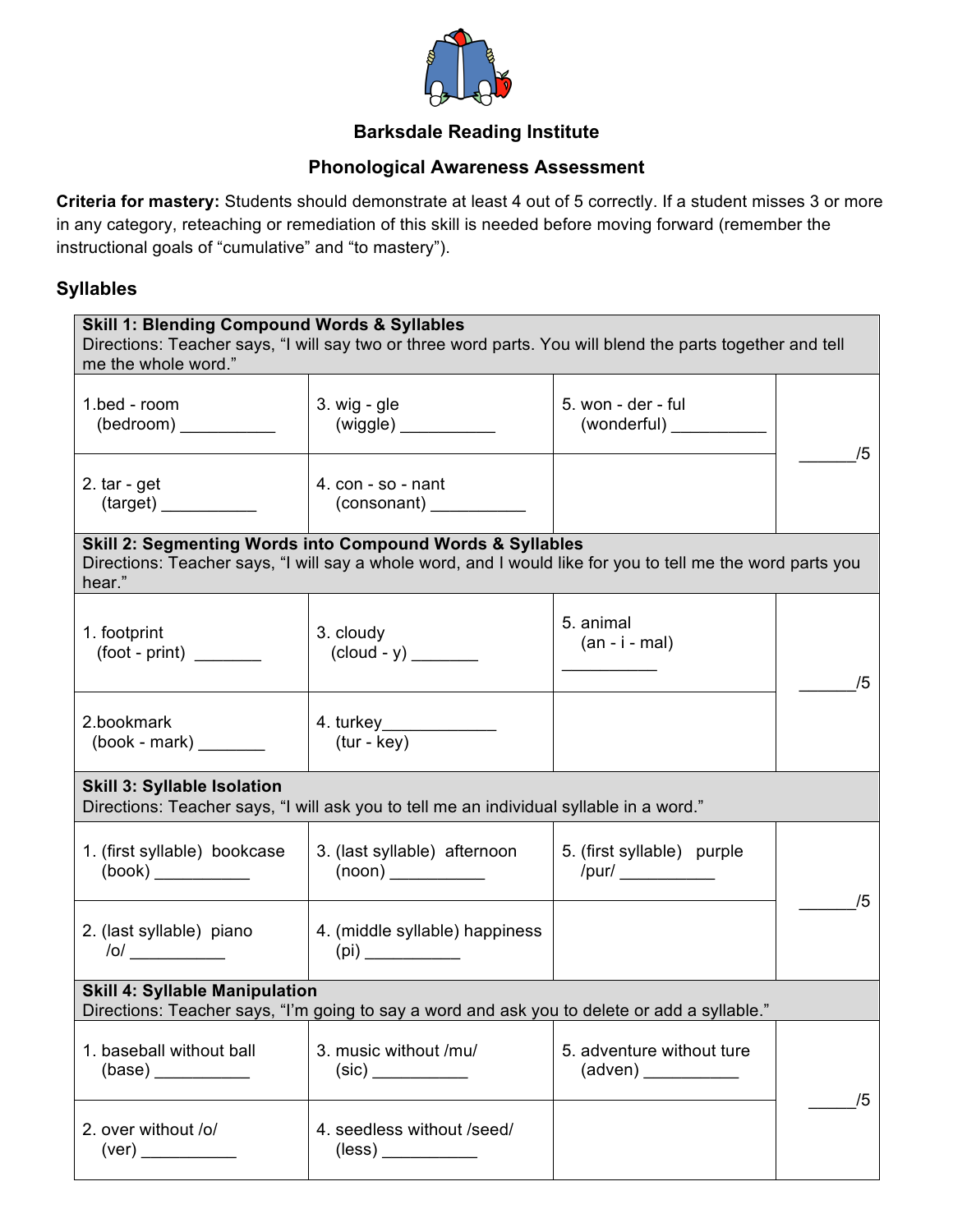## Barksdale Reading Institute

## Phonological Awareness Assessment

**Criteria for mastery:** Students should demonstrate at least 4 out of 5 correctly. If a student misses 3 or more in any category, reteaching or remediation of this skill is needed before moving forward (remember the instructional goals of "cumulative" and "to mastery").

### Syllables

| **Skill 1: Blending Compound Words & Syllables**<br>Directions: Teacher says, "I will say two or three word parts. You will blend the parts together and tell me the whole word." | | | |
|---|---|---|---|
| 1.bed - room<br>(bedroom) __________ | 3. wig - gle<br>(wiggle) __________ | 5. won - der - ful<br>(wonderful) __________ | ______/5 |
| 2. tar - get<br>(target) __________ | 4. con - so - nant<br>(consonant) __________ | | |

| **Skill 2: Segmenting Words into Compound Words & Syllables**<br>Directions: Teacher says, "I will say a whole word, and I would like for you to tell me the word parts you hear." | | | |
|---|---|---|---|
| 1. footprint<br>(foot - print) _______ | 3. cloudy<br>(cloud - y) _______ | 5. animal<br>(an - i - mal)<br>__________ | ______/5 |
| 2.bookmark<br>(book - mark) _______ | 4. turkey____________<br>(tur - key) | | |

| **Skill 3: Syllable Isolation**<br>Directions: Teacher says, "I will ask you to tell me an individual syllable in a word." | | | |
|---|---|---|---|
| 1. (first syllable) bookcase<br>(book) __________ | 3. (last syllable) afternoon<br>(noon) __________ | 5. (first syllable) purple<br>/pur/ __________ | ______/5 |
| 2. (last syllable) piano<br>/o/ __________ | 4. (middle syllable) happiness<br>(pi) __________ | | |

| **Skill 4: Syllable Manipulation**<br>Directions: Teacher says, "I'm going to say a word and ask you to delete or add a syllable." | | | |
|---|---|---|---|
| 1. baseball without ball<br>(base) __________ | 3. music without /mu/<br>(sic) __________ | 5. adventure without ture<br>(adven) __________ | _____/5 |
| 2. over without /o/<br>(ver) __________ | 4. seedless without /seed/<br>(less) __________ | | |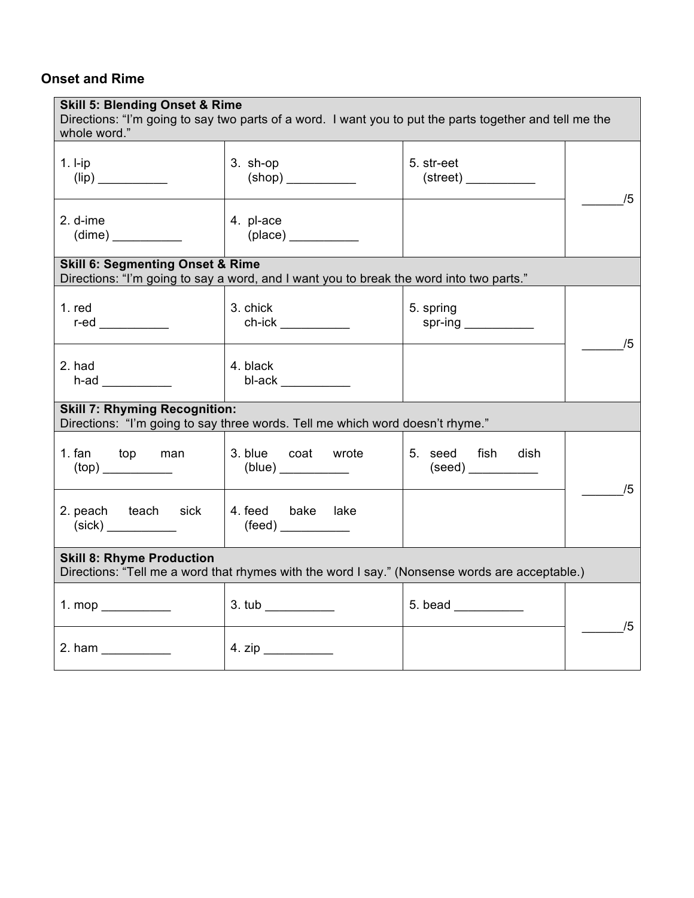## Onset and Rime

| **Skill 5: Blending Onset & Rime**<br>Directions: "I'm going to say two parts of a word. I want you to put the parts together and tell me the whole word." | | | |
|---|---|---|---|
| 1. l-ip<br>(lip) __________ | 3. sh-op<br>(shop) __________ | 5. str-eet<br>(street) __________ | ______/5 |
| 2. d-ime<br>(dime) __________ | 4. pl-ace<br>(place) __________ | | |

| **Skill 6: Segmenting Onset & Rime**<br>Directions: "I'm going to say a word, and I want you to break the word into two parts." | | | |
|---|---|---|---|
| 1. red<br>r-ed __________ | 3. chick<br>ch-ick __________ | 5. spring<br>spr-ing __________ | ______/5 |
| 2. had<br>h-ad __________ | 4. black<br>bl-ack __________ | | |

| **Skill 7: Rhyming Recognition:**<br>Directions: "I'm going to say three words. Tell me which word doesn't rhyme." | | | |
|---|---|---|---|
| 1. fan top man<br>(top) __________ | 3. blue coat wrote<br>(blue) __________ | 5. seed fish dish<br>(seed) __________ | ______/5 |
| 2. peach teach sick<br>(sick) __________ | 4. feed bake lake<br>(feed) __________ | | |

| **Skill 8: Rhyme Production**<br>Directions: "Tell me a word that rhymes with the word I say." (Nonsense words are acceptable.) | | | |
|---|---|---|---|
| 1. mop __________ | 3. tub __________ | 5. bead __________ | ______/5 |
| 2. ham __________ | 4. zip __________ | | |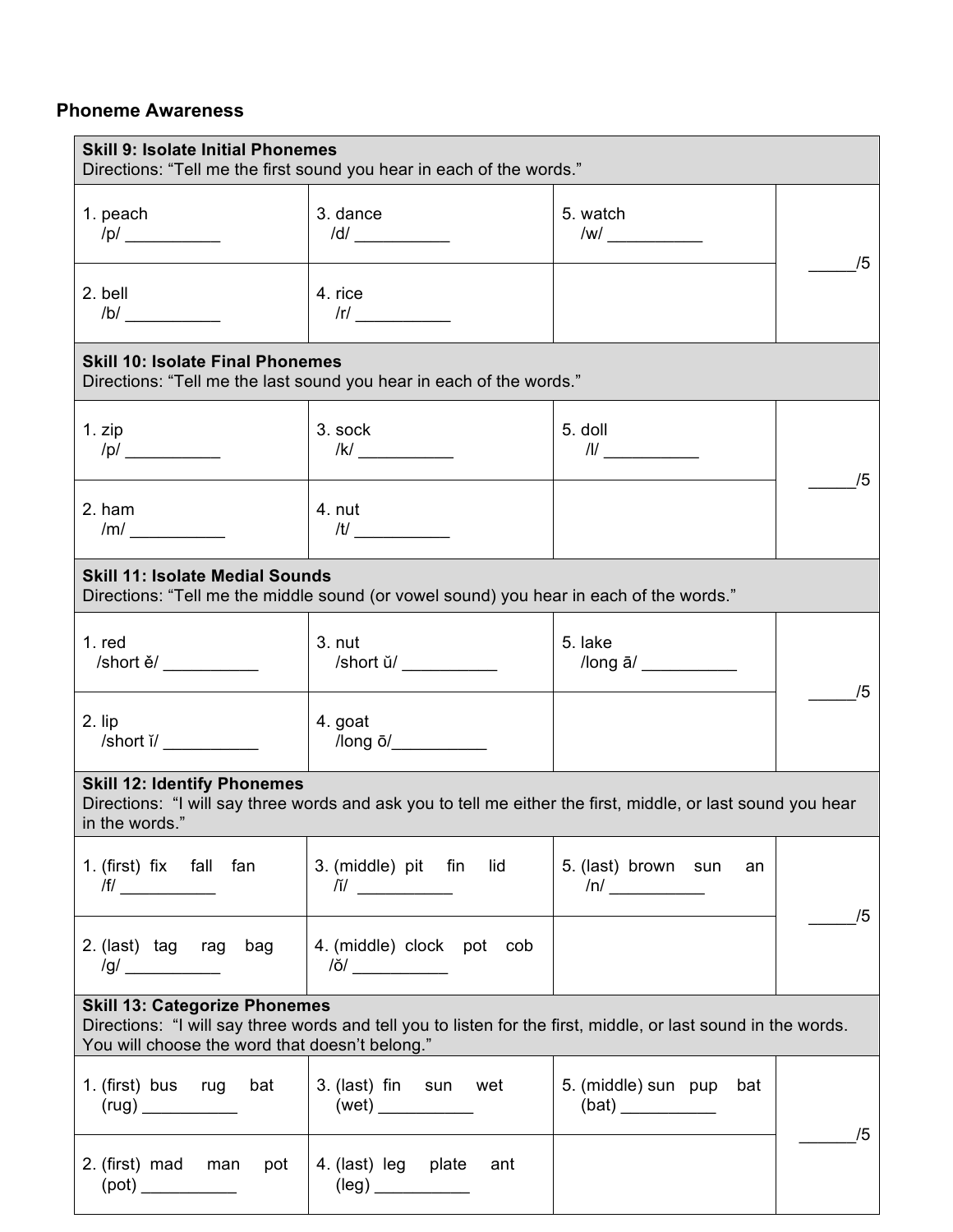## Phoneme Awareness

| **Skill 9: Isolate Initial Phonemes**<br>Directions: "Tell me the first sound you hear in each of the words." | | | |
|---|---|---|---|
| 1. peach<br>/p/ __________ | 3. dance<br>/d/ __________ | 5. watch<br>/w/ __________ | _____/5 |
| 2. bell<br>/b/ __________ | 4. rice<br>/r/ __________ | | |
| **Skill 10: Isolate Final Phonemes**<br>Directions: "Tell me the last sound you hear in each of the words." | | | |
| 1. zip<br>/p/ __________ | 3. sock<br>/k/ __________ | 5. doll<br>/l/ __________ | _____/5 |
| 2. ham<br>/m/ __________ | 4. nut<br>/t/ __________ | | |
| **Skill 11: Isolate Medial Sounds**<br>Directions: "Tell me the middle sound (or vowel sound) you hear in each of the words." | | | |
| 1. red<br>/short ĕ/ __________ | 3. nut<br>/short ŭ/ __________ | 5. lake<br>/long ā/ __________ | _____/5 |
| 2. lip<br>/short ĭ/ __________ | 4. goat<br>/long ō/__________ | | |
| **Skill 12: Identify Phonemes**<br>Directions: "I will say three words and ask you to tell me either the first, middle, or last sound you hear in the words." | | | |
| 1. (first) fix fall fan<br>/f/ __________ | 3. (middle) pit fin lid<br>/ĭ/ __________ | 5. (last) brown sun an<br>/n/ __________ | _____/5 |
| 2. (last) tag rag bag<br>/g/ __________ | 4. (middle) clock pot cob<br>/ŏ/ __________ | | |
| **Skill 13: Categorize Phonemes**<br>Directions: "I will say three words and tell you to listen for the first, middle, or last sound in the words. You will choose the word that doesn't belong." | | | |
| 1. (first) bus rug bat<br>(rug) __________ | 3. (last) fin sun wet<br>(wet) __________ | 5. (middle) sun pup bat<br>(bat) __________ | ______/5 |
| 2. (first) mad man pot<br>(pot) __________ | 4. (last) leg plate ant<br>(leg) __________ | | |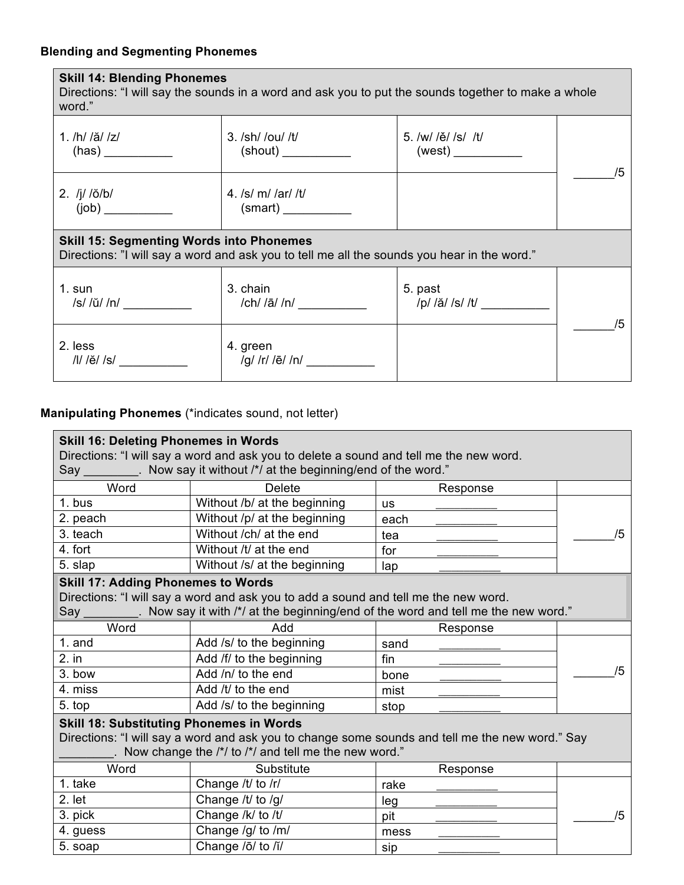**Blending and Segmenting Phonemes**

| **Skill 14: Blending Phonemes**<br>Directions: "I will say the sounds in a word and ask you to put the sounds together to make a whole word." | | | |
|---|---|---|---|
| 1. /h/ /ă/ /z/<br>(has) __________ | 3. /sh/ /ou/ /t/<br>(shout) __________ | 5. /w/ /ĕ/ /s/ /t/<br>(west) __________ | ______/5 |
| 2. /j/ /ŏ/b/<br>(job) __________ | 4. /s/ m/ /ar/ /t/<br>(smart) __________ | | |
| **Skill 15: Segmenting Words into Phonemes**<br>Directions: "I will say a word and ask you to tell me all the sounds you hear in the word." | | | |
| 1. sun<br>/s/ /ŭ/ /n/ __________ | 3. chain<br>/ch/ /ā/ /n/ __________ | 5. past<br>/p/ /ă/ /s/ /t/ __________ | ______/5 |
| 2. less<br>/l/ /ĕ/ /s/ __________ | 4. green<br>/g/ /r/ /ē/ /n/ __________ | | |

**Manipulating Phonemes** (*indicates sound, not letter)

| **Skill 16: Deleting Phonemes in Words**<br>Directions: "I will say a word and ask you to delete a sound and tell me the new word.<br>Say ________. Now say it without /*/ at the beginning/end of the word." | | | |
|---|---|---|---|
| Word | Delete | Response | |
| 1. bus | Without /b/ at the beginning | us __________ | ______/5 |
| 2. peach | Without /p/ at the beginning | each __________ | |
| 3. teach | Without /ch/ at the end | tea __________ | |
| 4. fort | Without /t/ at the end | for __________ | |
| 5. slap | Without /s/ at the beginning | lap __________ | |
| **Skill 17: Adding Phonemes to Words**<br>Directions: "I will say a word and ask you to add a sound and tell me the new word.<br>Say ________. Now say it with /*/ at the beginning/end of the word and tell me the new word." | | | |
| Word | Add | Response | |
| 1. and | Add /s/ to the beginning | sand __________ | ______/5 |
| 2. in | Add /f/ to the beginning | fin __________ | |
| 3. bow | Add /n/ to the end | bone __________ | |
| 4. miss | Add /t/ to the end | mist __________ | |
| 5. top | Add /s/ to the beginning | stop __________ | |
| **Skill 18: Substituting Phonemes in Words**<br>Directions: "I will say a word and ask you to change some sounds and tell me the new word." Say ________. Now change the /*/ to /*/ and tell me the new word." | | | |
| Word | Substitute | Response | |
| 1. take | Change /t/ to /r/ | rake __________ | ______/5 |
| 2. let | Change /t/ to /g/ | leg __________ | |
| 3. pick | Change /k/ to /t/ | pit __________ | |
| 4. guess | Change /g/ to /m/ | mess __________ | |
| 5. soap | Change /ō/ to /ĭ/ | sip __________ | |